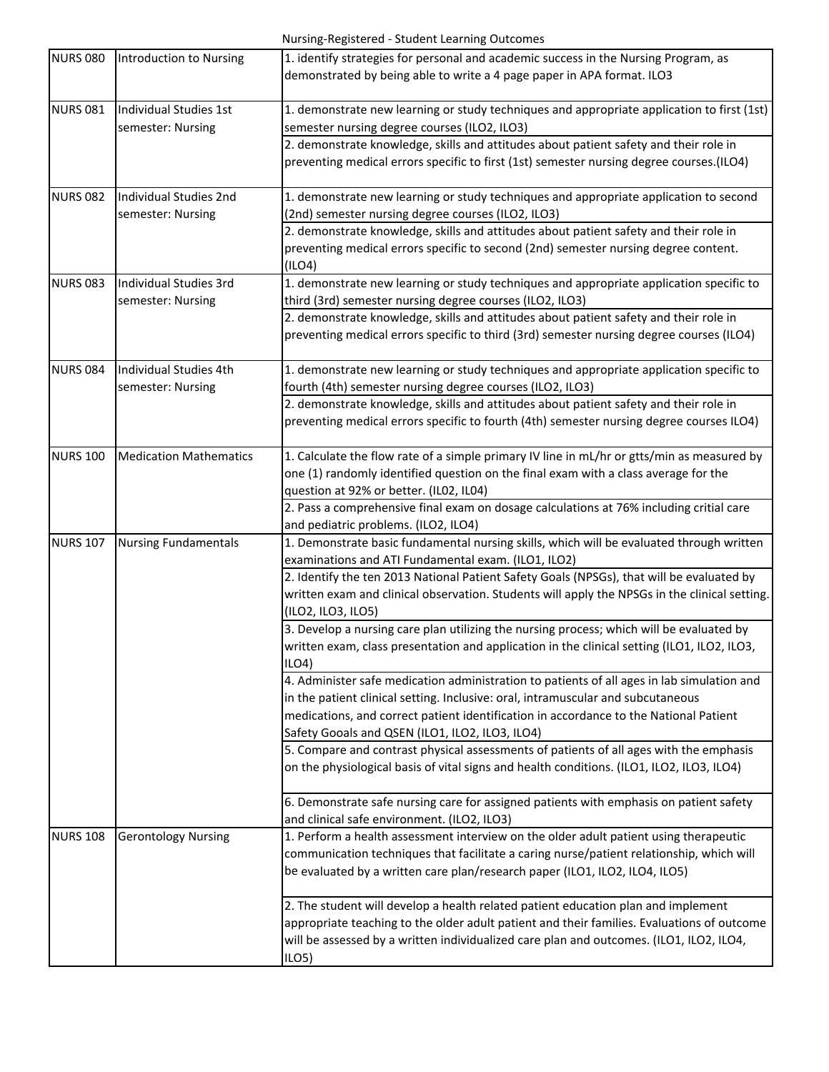# Nursing-Registered - Student Learning Outcomes

| | | |
|---|---|---|
| NURS 080 | Introduction to Nursing | 1. identify strategies for personal and academic success in the Nursing Program, as demonstrated by being able to write a 4 page paper in APA format. ILO3 |
| NURS 081 | Individual Studies 1st semester: Nursing | 1. demonstrate new learning or study techniques and appropriate application to first (1st) semester nursing degree courses (ILO2, ILO3) |
| | | 2. demonstrate knowledge, skills and attitudes about patient safety and their role in preventing medical errors specific to first (1st) semester nursing degree courses.(ILO4) |
| NURS 082 | Individual Studies 2nd semester: Nursing | 1. demonstrate new learning or study techniques and appropriate application to second (2nd) semester nursing degree courses (ILO2, ILO3) |
| | | 2. demonstrate knowledge, skills and attitudes about patient safety and their role in preventing medical errors specific to second (2nd) semester nursing degree content. (ILO4) |
| NURS 083 | Individual Studies 3rd semester: Nursing | 1. demonstrate new learning or study techniques and appropriate application specific to third (3rd) semester nursing degree courses (ILO2, ILO3) |
| | | 2. demonstrate knowledge, skills and attitudes about patient safety and their role in preventing medical errors specific to third (3rd) semester nursing degree courses (ILO4) |
| NURS 084 | Individual Studies 4th semester: Nursing | 1. demonstrate new learning or study techniques and appropriate application specific to fourth (4th) semester nursing degree courses (ILO2, ILO3) |
| | | 2. demonstrate knowledge, skills and attitudes about patient safety and their role in preventing medical errors specific to fourth (4th) semester nursing degree courses ILO4) |
| NURS 100 | Medication Mathematics | 1. Calculate the flow rate of a simple primary IV line in mL/hr or gtts/min as measured by one (1) randomly identified question on the final exam with a class average for the question at 92% or better. (IL02, IL04) |
| | | 2. Pass a comprehensive final exam on dosage calculations at 76% including critial care and pediatric problems. (ILO2, ILO4) |
| NURS 107 | Nursing Fundamentals | 1. Demonstrate basic fundamental nursing skills, which will be evaluated through written examinations and ATI Fundamental exam. (ILO1, ILO2) |
| | | 2. Identify the ten 2013 National Patient Safety Goals (NPSGs), that will be evaluated by written exam and clinical observation. Students will apply the NPSGs in the clinical setting. (ILO2, ILO3, ILO5) |
| | | 3. Develop a nursing care plan utilizing the nursing process; which will be evaluated by written exam, class presentation and application in the clinical setting (ILO1, ILO2, ILO3, ILO4) |
| | | 4. Administer safe medication administration to patients of all ages in lab simulation and in the patient clinical setting. Inclusive: oral, intramuscular and subcutaneous medications, and correct patient identification in accordance to the National Patient Safety Gooals and QSEN (ILO1, ILO2, ILO3, ILO4) |
| | | 5. Compare and contrast physical assessments of patients of all ages with the emphasis on the physiological basis of vital signs and health conditions. (ILO1, ILO2, ILO3, ILO4) |
| | | 6. Demonstrate safe nursing care for assigned patients with emphasis on patient safety and clinical safe environment. (ILO2, ILO3) |
| NURS 108 | Gerontology Nursing | 1. Perform a health assessment interview on the older adult patient using therapeutic communication techniques that facilitate a caring nurse/patient relationship, which will be evaluated by a written care plan/research paper (ILO1, ILO2, ILO4, ILO5) |
| | | 2. The student will develop a health related patient education plan and implement appropriate teaching to the older adult patient and their families. Evaluations of outcome will be assessed by a written individualized care plan and outcomes. (ILO1, ILO2, ILO4, ILO5) |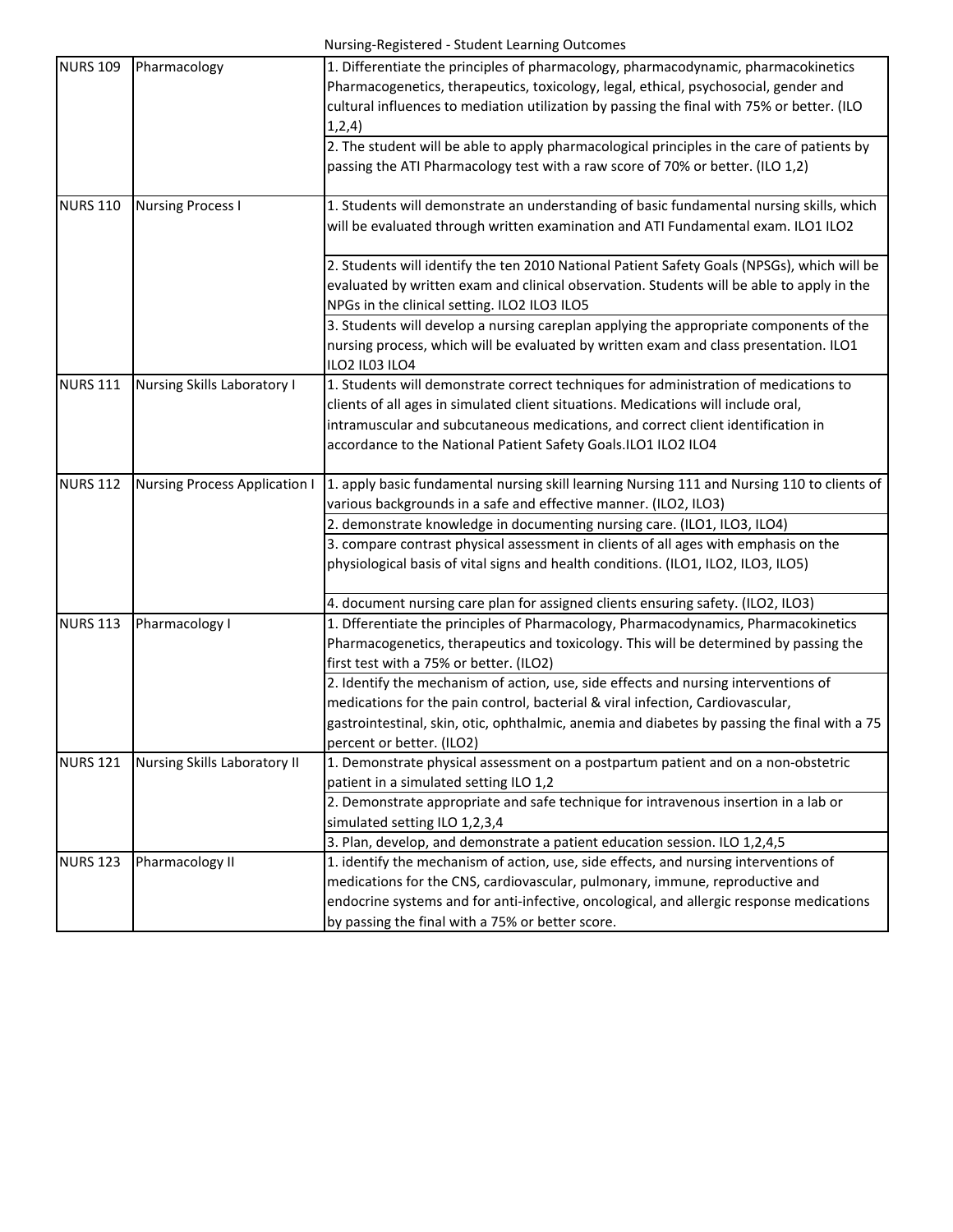| | | |
|---|---|---|
| NURS 109 | Pharmacology | 1. Differentiate the principles of pharmacology, pharmacodynamic, pharmacokinetics Pharmacogenetics, therapeutics, toxicology, legal, ethical, psychosocial, gender and cultural influences to mediation utilization by passing the final with 75% or better. (ILO 1,2,4) |
| | | 2. The student will be able to apply pharmacological principles in the care of patients by passing the ATI Pharmacology test with a raw score of 70% or better. (ILO 1,2) |
| NURS 110 | Nursing Process I | 1. Students will demonstrate an understanding of basic fundamental nursing skills, which will be evaluated through written examination and ATI Fundamental exam. ILO1 ILO2 |
| | | 2. Students will identify the ten 2010 National Patient Safety Goals (NPSGs), which will be evaluated by written exam and clinical observation. Students will be able to apply in the NPGs in the clinical setting. ILO2 ILO3 ILO5 |
| | | 3. Students will develop a nursing careplan applying the appropriate components of the nursing process, which will be evaluated by written exam and class presentation. ILO1 ILO2 IL03 ILO4 |
| NURS 111 | Nursing Skills Laboratory I | 1. Students will demonstrate correct techniques for administration of medications to clients of all ages in simulated client situations. Medications will include oral, intramuscular and subcutaneous medications, and correct client identification in accordance to the National Patient Safety Goals.ILO1 ILO2 ILO4 |
| NURS 112 | Nursing Process Application I | 1. apply basic fundamental nursing skill learning Nursing 111 and Nursing 110 to clients of various backgrounds in a safe and effective manner. (ILO2, ILO3) |
| | | 2. demonstrate knowledge in documenting nursing care. (ILO1, ILO3, ILO4) |
| | | 3. compare contrast physical assessment in clients of all ages with emphasis on the physiological basis of vital signs and health conditions. (ILO1, ILO2, ILO3, ILO5) |
| | | 4. document nursing care plan for assigned clients ensuring safety. (ILO2, ILO3) |
| NURS 113 | Pharmacology I | 1. Dfferentiate the principles of Pharmacology, Pharmacodynamics, Pharmacokinetics Pharmacogenetics, therapeutics and toxicology. This will be determined by passing the first test with a 75% or better. (ILO2) |
| | | 2. Identify the mechanism of action, use, side effects and nursing interventions of medications for the pain control, bacterial & viral infection, Cardiovascular, gastrointestinal, skin, otic, ophthalmic, anemia and diabetes by passing the final with a 75 percent or better. (ILO2) |
| NURS 121 | Nursing Skills Laboratory II | 1. Demonstrate physical assessment on a postpartum patient and on a non-obstetric patient in a simulated setting ILO 1,2 |
| | | 2. Demonstrate appropriate and safe technique for intravenous insertion in a lab or simulated setting ILO 1,2,3,4 |
| | | 3. Plan, develop, and demonstrate a patient education session. ILO 1,2,4,5 |
| NURS 123 | Pharmacology II | 1. identify the mechanism of action, use, side effects, and nursing interventions of medications for the CNS, cardiovascular, pulmonary, immune, reproductive and endocrine systems and for anti-infective, oncological, and allergic response medications by passing the final with a 75% or better score. |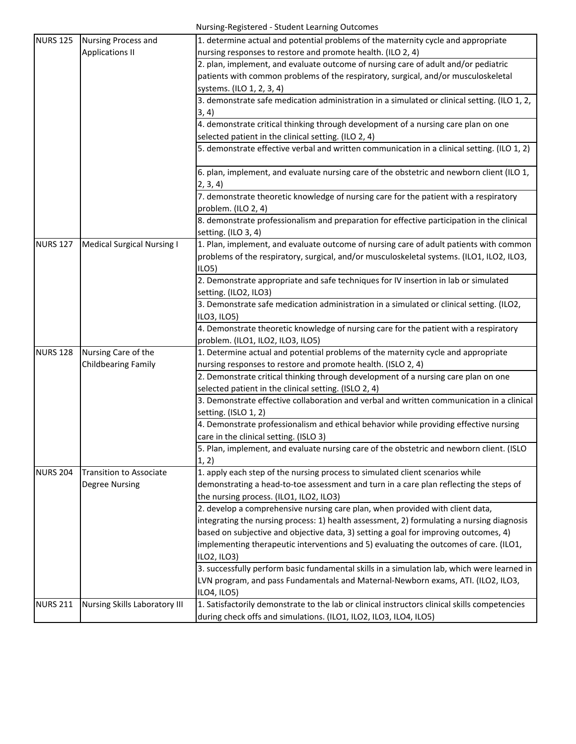| | | |
|---|---|---|
| NURS 125 | Nursing Process and Applications II | 1. determine actual and potential problems of the maternity cycle and appropriate nursing responses to restore and promote health. (ILO 2, 4) |
| | | 2. plan, implement, and evaluate outcome of nursing care of adult and/or pediatric patients with common problems of the respiratory, surgical, and/or musculoskeletal systems. (ILO 1, 2, 3, 4) |
| | | 3. demonstrate safe medication administration in a simulated or clinical setting. (ILO 1, 2, 3, 4) |
| | | 4. demonstrate critical thinking through development of a nursing care plan on one selected patient in the clinical setting. (ILO 2, 4) |
| | | 5. demonstrate effective verbal and written communication in a clinical setting. (ILO 1, 2) |
| | | 6. plan, implement, and evaluate nursing care of the obstetric and newborn client (ILO 1, 2, 3, 4) |
| | | 7. demonstrate theoretic knowledge of nursing care for the patient with a respiratory problem. (ILO 2, 4) |
| | | 8. demonstrate professionalism and preparation for effective participation in the clinical setting. (ILO 3, 4) |
| NURS 127 | Medical Surgical Nursing I | 1. Plan, implement, and evaluate outcome of nursing care of adult patients with common problems of the respiratory, surgical, and/or musculoskeletal systems. (ILO1, ILO2, ILO3, ILO5) |
| | | 2. Demonstrate appropriate and safe techniques for IV insertion in lab or simulated setting. (ILO2, ILO3) |
| | | 3. Demonstrate safe medication administration in a simulated or clinical setting. (ILO2, ILO3, ILO5) |
| | | 4. Demonstrate theoretic knowledge of nursing care for the patient with a respiratory problem. (ILO1, ILO2, ILO3, ILO5) |
| NURS 128 | Nursing Care of the Childbearing Family | 1. Determine actual and potential problems of the maternity cycle and appropriate nursing responses to restore and promote health. (ISLO 2, 4) |
| | | 2. Demonstrate critical thinking through development of a nursing care plan on one selected patient in the clinical setting. (ISLO 2, 4) |
| | | 3. Demonstrate effective collaboration and verbal and written communication in a clinical setting. (ISLO 1, 2) |
| | | 4. Demonstrate professionalism and ethical behavior while providing effective nursing care in the clinical setting. (ISLO 3) |
| | | 5. Plan, implement, and evaluate nursing care of the obstetric and newborn client. (ISLO 1, 2) |
| NURS 204 | Transition to Associate Degree Nursing | 1. apply each step of the nursing process to simulated client scenarios while demonstrating a head-to-toe assessment and turn in a care plan reflecting the steps of the nursing process. (ILO1, ILO2, ILO3) |
| | | 2. develop a comprehensive nursing care plan, when provided with client data, integrating the nursing process: 1) health assessment, 2) formulating a nursing diagnosis based on subjective and objective data, 3) setting a goal for improving outcomes, 4) implementing therapeutic interventions and 5) evaluating the outcomes of care. (ILO1, ILO2, ILO3) |
| | | 3. successfully perform basic fundamental skills in a simulation lab, which were learned in LVN program, and pass Fundamentals and Maternal-Newborn exams, ATI. (ILO2, ILO3, ILO4, ILO5) |
| NURS 211 | Nursing Skills Laboratory III | 1. Satisfactorily demonstrate to the lab or clinical instructors clinical skills competencies during check offs and simulations. (ILO1, ILO2, ILO3, ILO4, ILO5) |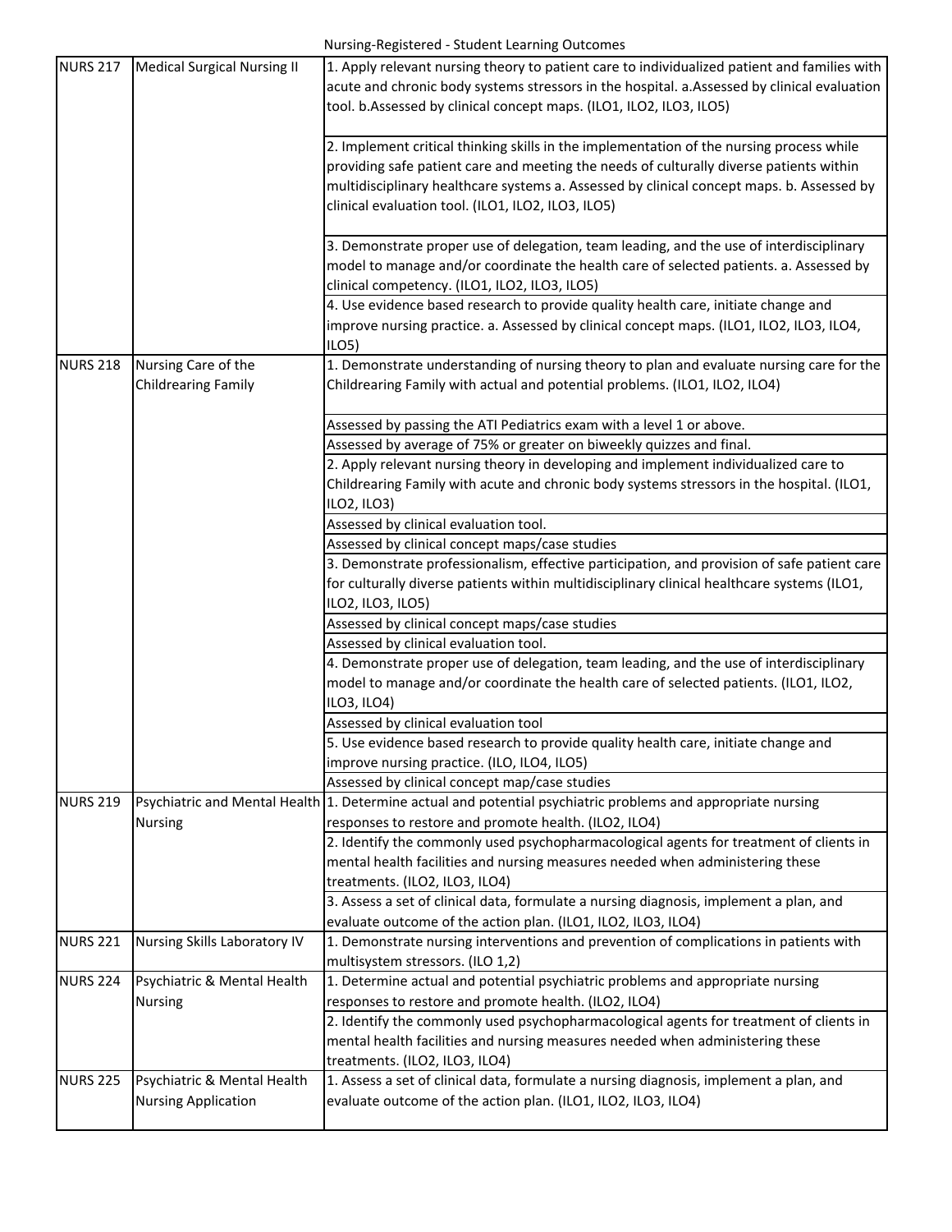| | | |
|---|---|---|
| NURS 217 | Medical Surgical Nursing II | 1. Apply relevant nursing theory to patient care to individualized patient and families with acute and chronic body systems stressors in the hospital. a.Assessed by clinical evaluation tool. b.Assessed by clinical concept maps. (ILO1, ILO2, ILO3, ILO5) |
| | | 2. Implement critical thinking skills in the implementation of the nursing process while providing safe patient care and meeting the needs of culturally diverse patients within multidisciplinary healthcare systems a. Assessed by clinical concept maps. b. Assessed by clinical evaluation tool. (ILO1, ILO2, ILO3, ILO5) |
| | | 3. Demonstrate proper use of delegation, team leading, and the use of interdisciplinary model to manage and/or coordinate the health care of selected patients. a. Assessed by clinical competency. (ILO1, ILO2, ILO3, ILO5) |
| | | 4. Use evidence based research to provide quality health care, initiate change and improve nursing practice. a. Assessed by clinical concept maps. (ILO1, ILO2, ILO3, ILO4, ILO5) |
| NURS 218 | Nursing Care of the Childrearing Family | 1. Demonstrate understanding of nursing theory to plan and evaluate nursing care for the Childrearing Family with actual and potential problems. (ILO1, ILO2, ILO4) |
| | | Assessed by passing the ATI Pediatrics exam with a level 1 or above. |
| | | Assessed by average of 75% or greater on biweekly quizzes and final. |
| | | 2. Apply relevant nursing theory in developing and implement individualized care to Childrearing Family with acute and chronic body systems stressors in the hospital. (ILO1, ILO2, ILO3) |
| | | Assessed by clinical evaluation tool. |
| | | Assessed by clinical concept maps/case studies |
| | | 3. Demonstrate professionalism, effective participation, and provision of safe patient care for culturally diverse patients within multidisciplinary clinical healthcare systems (ILO1, ILO2, ILO3, ILO5) |
| | | Assessed by clinical concept maps/case studies |
| | | Assessed by clinical evaluation tool. |
| | | 4. Demonstrate proper use of delegation, team leading, and the use of interdisciplinary model to manage and/or coordinate the health care of selected patients. (ILO1, ILO2, ILO3, ILO4) |
| | | Assessed by clinical evaluation tool |
| | | 5. Use evidence based research to provide quality health care, initiate change and improve nursing practice. (ILO, ILO4, ILO5) |
| | | Assessed by clinical concept map/case studies |
| NURS 219 | Psychiatric and Mental Health Nursing | 1. Determine actual and potential psychiatric problems and appropriate nursing responses to restore and promote health. (ILO2, ILO4) |
| | | 2. Identify the commonly used psychopharmacological agents for treatment of clients in mental health facilities and nursing measures needed when administering these treatments. (ILO2, ILO3, ILO4) |
| | | 3. Assess a set of clinical data, formulate a nursing diagnosis, implement a plan, and evaluate outcome of the action plan. (ILO1, ILO2, ILO3, ILO4) |
| NURS 221 | Nursing Skills Laboratory IV | 1. Demonstrate nursing interventions and prevention of complications in patients with multisystem stressors. (ILO 1,2) |
| NURS 224 | Psychiatric & Mental Health Nursing | 1. Determine actual and potential psychiatric problems and appropriate nursing responses to restore and promote health. (ILO2, ILO4) |
| | | 2. Identify the commonly used psychopharmacological agents for treatment of clients in mental health facilities and nursing measures needed when administering these treatments. (ILO2, ILO3, ILO4) |
| NURS 225 | Psychiatric & Mental Health Nursing Application | 1. Assess a set of clinical data, formulate a nursing diagnosis, implement a plan, and evaluate outcome of the action plan. (ILO1, ILO2, ILO3, ILO4) |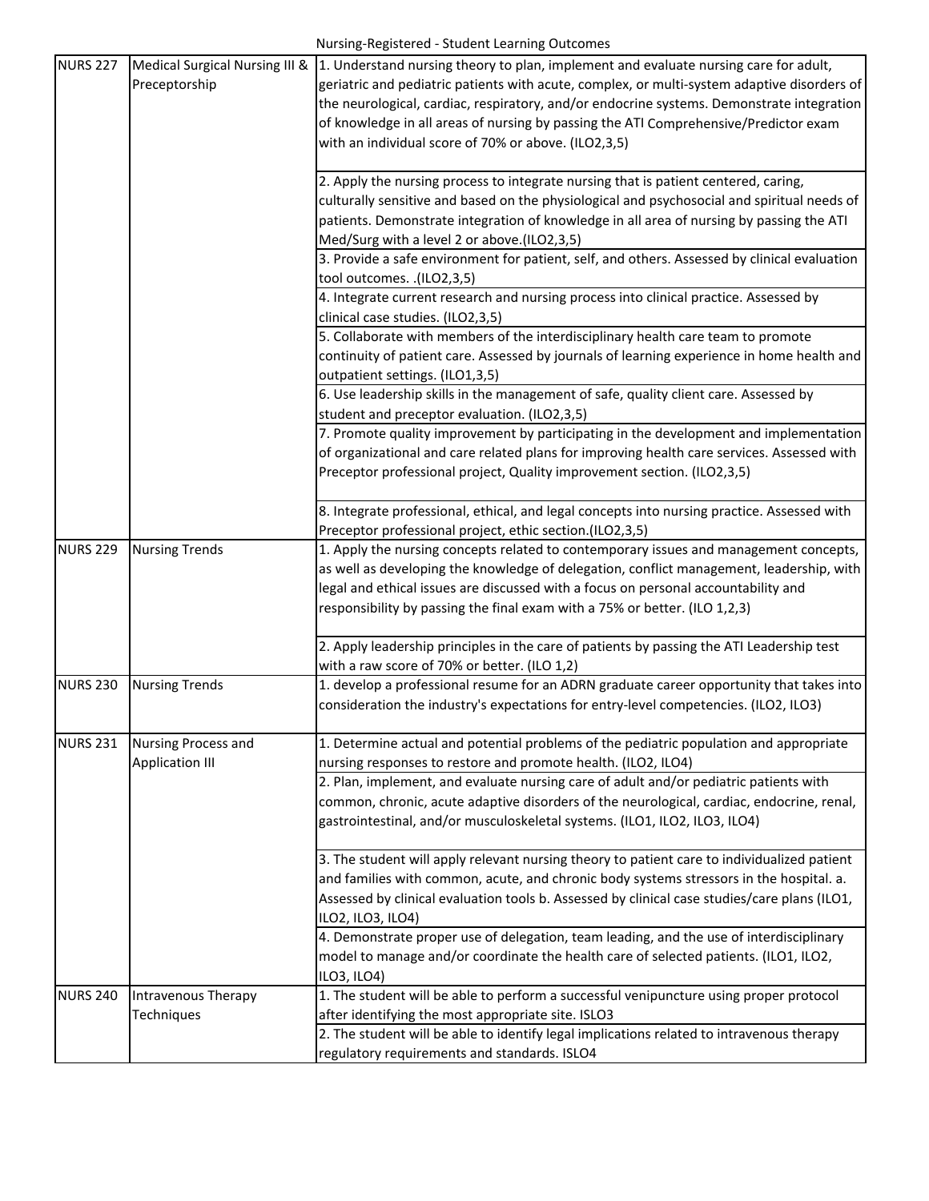| | | |
|---|---|---|
| NURS 227 | Medical Surgical Nursing III & Preceptorship | 1. Understand nursing theory to plan, implement and evaluate nursing care for adult, geriatric and pediatric patients with acute, complex, or multi-system adaptive disorders of the neurological, cardiac, respiratory, and/or endocrine systems. Demonstrate integration of knowledge in all areas of nursing by passing the ATI Comprehensive/Predictor exam with an individual score of 70% or above. (ILO2,3,5) |
| | | 2. Apply the nursing process to integrate nursing that is patient centered, caring, culturally sensitive and based on the physiological and psychosocial and spiritual needs of patients. Demonstrate integration of knowledge in all area of nursing by passing the ATI Med/Surg with a level 2 or above.(ILO2,3,5) |
| | | 3. Provide a safe environment for patient, self, and others. Assessed by clinical evaluation tool outcomes. .(ILO2,3,5) |
| | | 4. Integrate current research and nursing process into clinical practice. Assessed by clinical case studies. (ILO2,3,5) |
| | | 5. Collaborate with members of the interdisciplinary health care team to promote continuity of patient care. Assessed by journals of learning experience in home health and outpatient settings. (ILO1,3,5) |
| | | 6. Use leadership skills in the management of safe, quality client care. Assessed by student and preceptor evaluation. (ILO2,3,5) |
| | | 7. Promote quality improvement by participating in the development and implementation of organizational and care related plans for improving health care services. Assessed with Preceptor professional project, Quality improvement section. (ILO2,3,5) |
| | | 8. Integrate professional, ethical, and legal concepts into nursing practice. Assessed with Preceptor professional project, ethic section.(ILO2,3,5) |
| NURS 229 | Nursing Trends | 1. Apply the nursing concepts related to contemporary issues and management concepts, as well as developing the knowledge of delegation, conflict management, leadership, with legal and ethical issues are discussed with a focus on personal accountability and responsibility by passing the final exam with a 75% or better. (ILO 1,2,3) |
| | | 2. Apply leadership principles in the care of patients by passing the ATI Leadership test with a raw score of 70% or better. (ILO 1,2) |
| NURS 230 | Nursing Trends | 1. develop a professional resume for an ADRN graduate career opportunity that takes into consideration the industry's expectations for entry-level competencies. (ILO2, ILO3) |
| NURS 231 | Nursing Process and Application III | 1. Determine actual and potential problems of the pediatric population and appropriate nursing responses to restore and promote health. (ILO2, ILO4) |
| | | 2. Plan, implement, and evaluate nursing care of adult and/or pediatric patients with common, chronic, acute adaptive disorders of the neurological, cardiac, endocrine, renal, gastrointestinal, and/or musculoskeletal systems. (ILO1, ILO2, ILO3, ILO4) |
| | | 3. The student will apply relevant nursing theory to patient care to individualized patient and families with common, acute, and chronic body systems stressors in the hospital. a. Assessed by clinical evaluation tools b. Assessed by clinical case studies/care plans (ILO1, ILO2, ILO3, ILO4) |
| | | 4. Demonstrate proper use of delegation, team leading, and the use of interdisciplinary model to manage and/or coordinate the health care of selected patients. (ILO1, ILO2, ILO3, ILO4) |
| NURS 240 | Intravenous Therapy Techniques | 1. The student will be able to perform a successful venipuncture using proper protocol after identifying the most appropriate site. ISLO3 |
| | | 2. The student will be able to identify legal implications related to intravenous therapy regulatory requirements and standards. ISLO4 |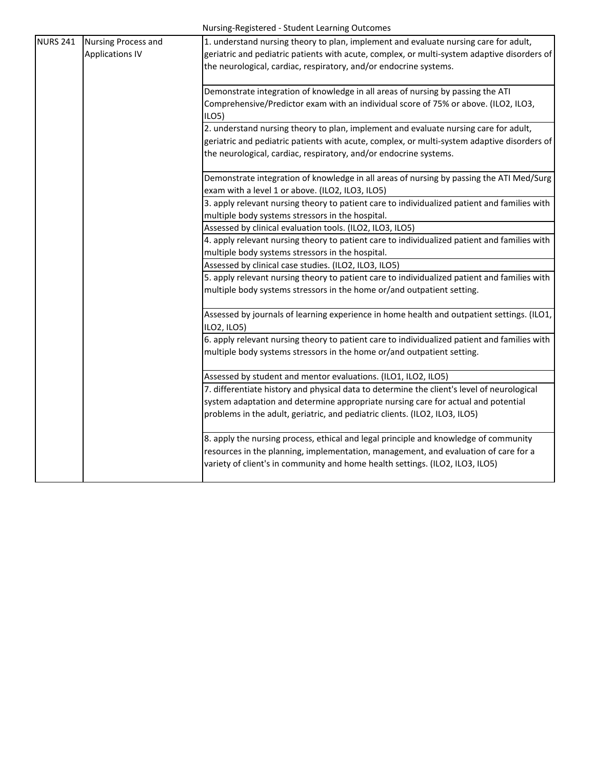| | | |
|---|---|---|
| NURS 241 | Nursing Process and Applications IV | 1. understand nursing theory to plan, implement and evaluate nursing care for adult, geriatric and pediatric patients with acute, complex, or multi-system adaptive disorders of the neurological, cardiac, respiratory, and/or endocrine systems. |
| | | Demonstrate integration of knowledge in all areas of nursing by passing the ATI Comprehensive/Predictor exam with an individual score of 75% or above. (ILO2, ILO3, ILO5) |
| | | 2. understand nursing theory to plan, implement and evaluate nursing care for adult, geriatric and pediatric patients with acute, complex, or multi-system adaptive disorders of the neurological, cardiac, respiratory, and/or endocrine systems. |
| | | Demonstrate integration of knowledge in all areas of nursing by passing the ATI Med/Surg exam with a level 1 or above. (ILO2, ILO3, ILO5) |
| | | 3. apply relevant nursing theory to patient care to individualized patient and families with multiple body systems stressors in the hospital. |
| | | Assessed by clinical evaluation tools. (ILO2, ILO3, ILO5) |
| | | 4. apply relevant nursing theory to patient care to individualized patient and families with multiple body systems stressors in the hospital. |
| | | Assessed by clinical case studies. (ILO2, ILO3, ILO5) |
| | | 5. apply relevant nursing theory to patient care to individualized patient and families with multiple body systems stressors in the home or/and outpatient setting. |
| | | Assessed by journals of learning experience in home health and outpatient settings. (ILO1, ILO2, ILO5) |
| | | 6. apply relevant nursing theory to patient care to individualized patient and families with multiple body systems stressors in the home or/and outpatient setting. |
| | | Assessed by student and mentor evaluations. (ILO1, ILO2, ILO5) |
| | | 7. differentiate history and physical data to determine the client's level of neurological system adaptation and determine appropriate nursing care for actual and potential problems in the adult, geriatric, and pediatric clients. (ILO2, ILO3, ILO5) |
| | | 8. apply the nursing process, ethical and legal principle and knowledge of community resources in the planning, implementation, management, and evaluation of care for a variety of client's in community and home health settings. (ILO2, ILO3, ILO5) |